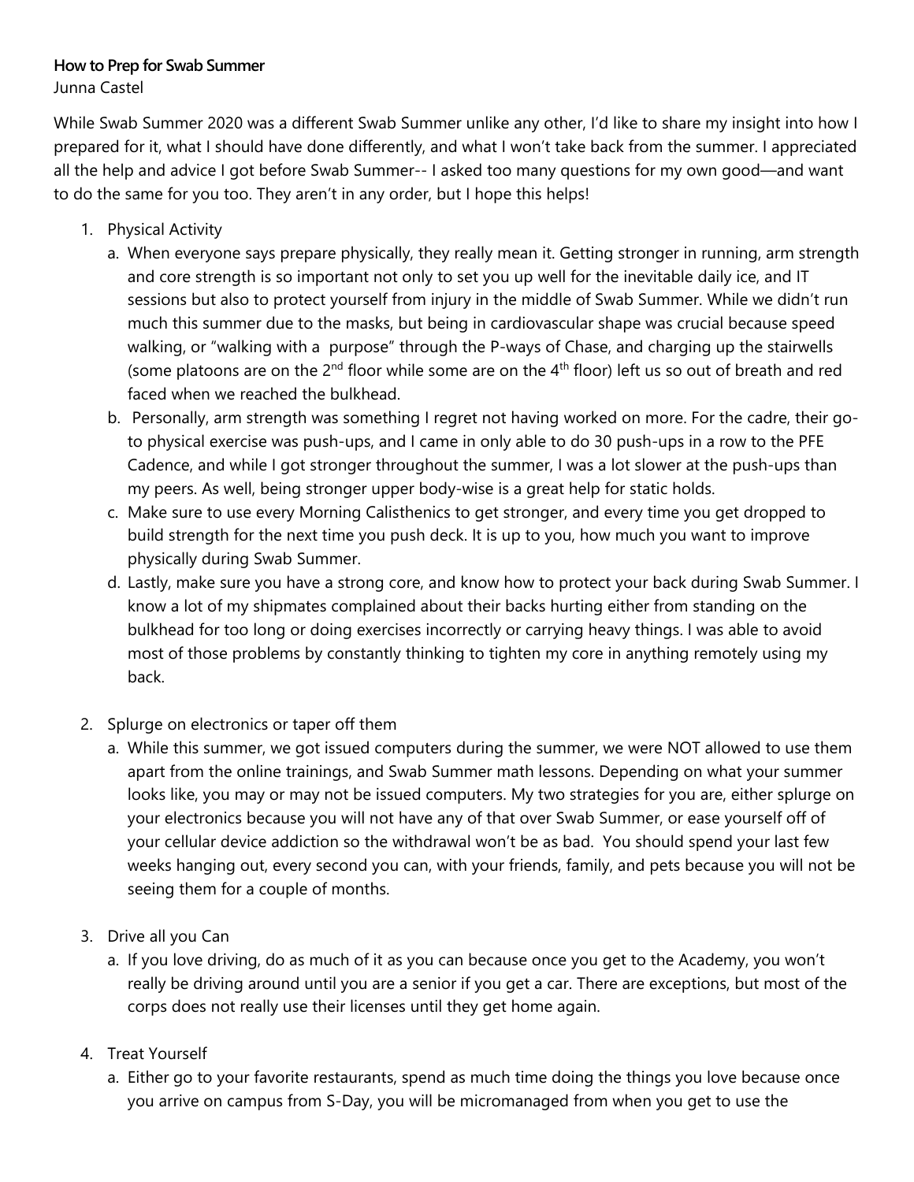**How to Prep for Swab Summer**

Junna Castel

While Swab Summer 2020 was a different Swab Summer unlike any other, I'd like to share my insight into how I prepared for it, what I should have done differently, and what I won't take back from the summer. I appreciated all the help and advice I got before Swab Summer-- I asked too many questions for my own good—and want to do the same for you too. They aren't in any order, but I hope this helps!

1. Physical Activity
    a. When everyone says prepare physically, they really mean it. Getting stronger in running, arm strength and core strength is so important not only to set you up well for the inevitable daily ice, and IT sessions but also to protect yourself from injury in the middle of Swab Summer. While we didn't run much this summer due to the masks, but being in cardiovascular shape was crucial because speed walking, or "walking with a purpose" through the P-ways of Chase, and charging up the stairwells (some platoons are on the 2nd floor while some are on the 4th floor) left us so out of breath and red faced when we reached the bulkhead.
    b. Personally, arm strength was something I regret not having worked on more. For the cadre, their go-to physical exercise was push-ups, and I came in only able to do 30 push-ups in a row to the PFE Cadence, and while I got stronger throughout the summer, I was a lot slower at the push-ups than my peers. As well, being stronger upper body-wise is a great help for static holds.
    c. Make sure to use every Morning Calisthenics to get stronger, and every time you get dropped to build strength for the next time you push deck. It is up to you, how much you want to improve physically during Swab Summer.
    d. Lastly, make sure you have a strong core, and know how to protect your back during Swab Summer. I know a lot of my shipmates complained about their backs hurting either from standing on the bulkhead for too long or doing exercises incorrectly or carrying heavy things. I was able to avoid most of those problems by constantly thinking to tighten my core in anything remotely using my back.

2. Splurge on electronics or taper off them
    a. While this summer, we got issued computers during the summer, we were NOT allowed to use them apart from the online trainings, and Swab Summer math lessons. Depending on what your summer looks like, you may or may not be issued computers. My two strategies for you are, either splurge on your electronics because you will not have any of that over Swab Summer, or ease yourself off of your cellular device addiction so the withdrawal won't be as bad. You should spend your last few weeks hanging out, every second you can, with your friends, family, and pets because you will not be seeing them for a couple of months.

3. Drive all you Can
    a. If you love driving, do as much of it as you can because once you get to the Academy, you won't really be driving around until you are a senior if you get a car. There are exceptions, but most of the corps does not really use their licenses until they get home again.

4. Treat Yourself
    a. Either go to your favorite restaurants, spend as much time doing the things you love because once you arrive on campus from S-Day, you will be micromanaged from when you get to use the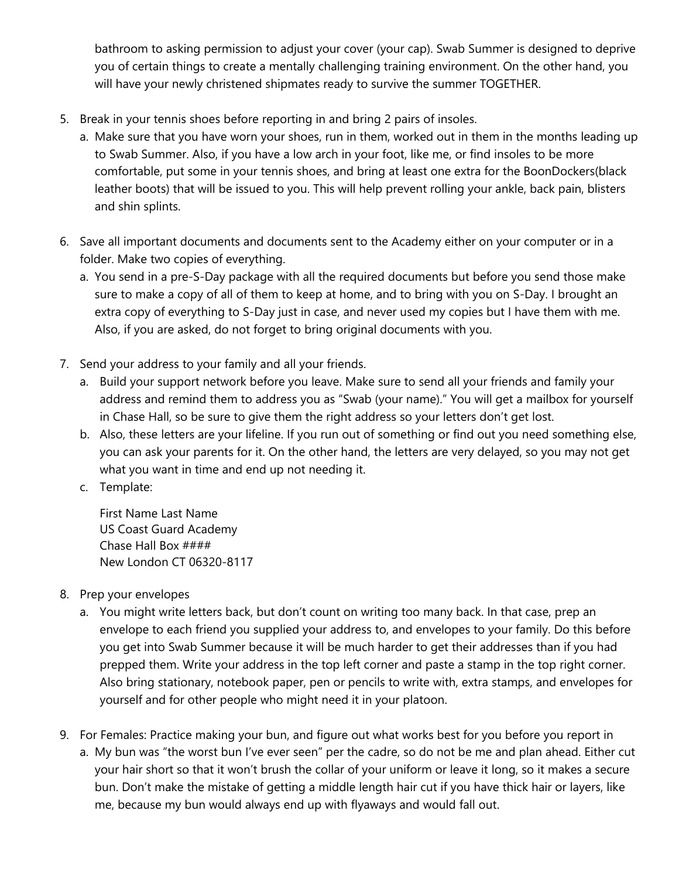bathroom to asking permission to adjust your cover (your cap). Swab Summer is designed to deprive you of certain things to create a mentally challenging training environment. On the other hand, you will have your newly christened shipmates ready to survive the summer TOGETHER.

5. Break in your tennis shoes before reporting in and bring 2 pairs of insoles.
   a. Make sure that you have worn your shoes, run in them, worked out in them in the months leading up to Swab Summer. Also, if you have a low arch in your foot, like me, or find insoles to be more comfortable, put some in your tennis shoes, and bring at least one extra for the BoonDockers(black leather boots) that will be issued to you. This will help prevent rolling your ankle, back pain, blisters and shin splints.

6. Save all important documents and documents sent to the Academy either on your computer or in a folder. Make two copies of everything.
   a. You send in a pre-S-Day package with all the required documents but before you send those make sure to make a copy of all of them to keep at home, and to bring with you on S-Day. I brought an extra copy of everything to S-Day just in case, and never used my copies but I have them with me. Also, if you are asked, do not forget to bring original documents with you.

7. Send your address to your family and all your friends.
   a. Build your support network before you leave. Make sure to send all your friends and family your address and remind them to address you as "Swab (your name)." You will get a mailbox for yourself in Chase Hall, so be sure to give them the right address so your letters don't get lost.
   b. Also, these letters are your lifeline. If you run out of something or find out you need something else, you can ask your parents for it. On the other hand, the letters are very delayed, so you may not get what you want in time and end up not needing it.
   c. Template:

      First Name Last Name
      US Coast Guard Academy
      Chase Hall Box ####
      New London CT 06320-8117

8. Prep your envelopes
   a. You might write letters back, but don't count on writing too many back. In that case, prep an envelope to each friend you supplied your address to, and envelopes to your family. Do this before you get into Swab Summer because it will be much harder to get their addresses than if you had prepped them. Write your address in the top left corner and paste a stamp in the top right corner. Also bring stationary, notebook paper, pen or pencils to write with, extra stamps, and envelopes for yourself and for other people who might need it in your platoon.

9. For Females: Practice making your bun, and figure out what works best for you before you report in
   a. My bun was "the worst bun I've ever seen" per the cadre, so do not be me and plan ahead. Either cut your hair short so that it won't brush the collar of your uniform or leave it long, so it makes a secure bun. Don't make the mistake of getting a middle length hair cut if you have thick hair or layers, like me, because my bun would always end up with flyaways and would fall out.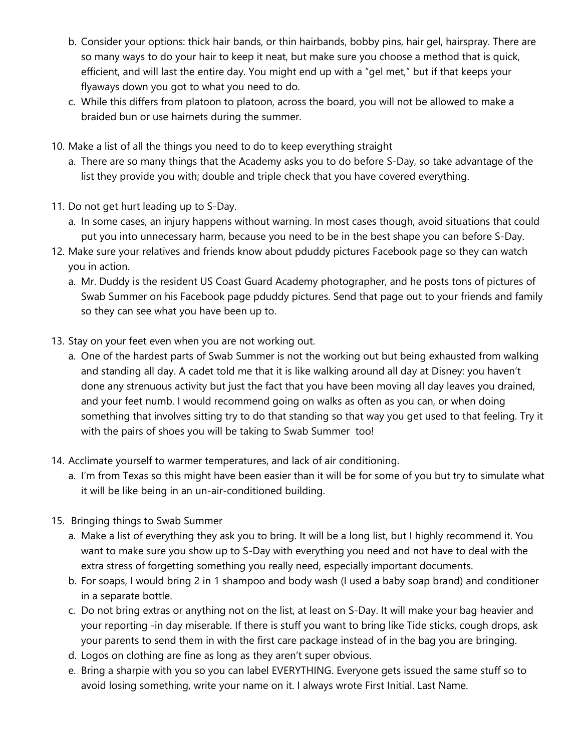b. Consider your options: thick hair bands, or thin hairbands, bobby pins, hair gel, hairspray. There are so many ways to do your hair to keep it neat, but make sure you choose a method that is quick, efficient, and will last the entire day. You might end up with a "gel met," but if that keeps your flyaways down you got to what you need to do.
   c. While this differs from platoon to platoon, across the board, you will not be allowed to make a braided bun or use hairnets during the summer.

10. Make a list of all the things you need to do to keep everything straight
    a. There are so many things that the Academy asks you to do before S-Day, so take advantage of the list they provide you with; double and triple check that you have covered everything.

11. Do not get hurt leading up to S-Day.
    a. In some cases, an injury happens without warning. In most cases though, avoid situations that could put you into unnecessary harm, because you need to be in the best shape you can before S-Day.

12. Make sure your relatives and friends know about pduddy pictures Facebook page so they can watch you in action.
    a. Mr. Duddy is the resident US Coast Guard Academy photographer, and he posts tons of pictures of Swab Summer on his Facebook page pduddy pictures. Send that page out to your friends and family so they can see what you have been up to.

13. Stay on your feet even when you are not working out.
    a. One of the hardest parts of Swab Summer is not the working out but being exhausted from walking and standing all day. A cadet told me that it is like walking around all day at Disney: you haven't done any strenuous activity but just the fact that you have been moving all day leaves you drained, and your feet numb. I would recommend going on walks as often as you can, or when doing something that involves sitting try to do that standing so that way you get used to that feeling. Try it with the pairs of shoes you will be taking to Swab Summer too!

14. Acclimate yourself to warmer temperatures, and lack of air conditioning.
    a. I'm from Texas so this might have been easier than it will be for some of you but try to simulate what it will be like being in an un-air-conditioned building.

15. Bringing things to Swab Summer
    a. Make a list of everything they ask you to bring. It will be a long list, but I highly recommend it. You want to make sure you show up to S-Day with everything you need and not have to deal with the extra stress of forgetting something you really need, especially important documents.
    b. For soaps, I would bring 2 in 1 shampoo and body wash (I used a baby soap brand) and conditioner in a separate bottle.
    c. Do not bring extras or anything not on the list, at least on S-Day. It will make your bag heavier and your reporting -in day miserable. If there is stuff you want to bring like Tide sticks, cough drops, ask your parents to send them in with the first care package instead of in the bag you are bringing.
    d. Logos on clothing are fine as long as they aren't super obvious.
    e. Bring a sharpie with you so you can label EVERYTHING. Everyone gets issued the same stuff so to avoid losing something, write your name on it. I always wrote First Initial. Last Name.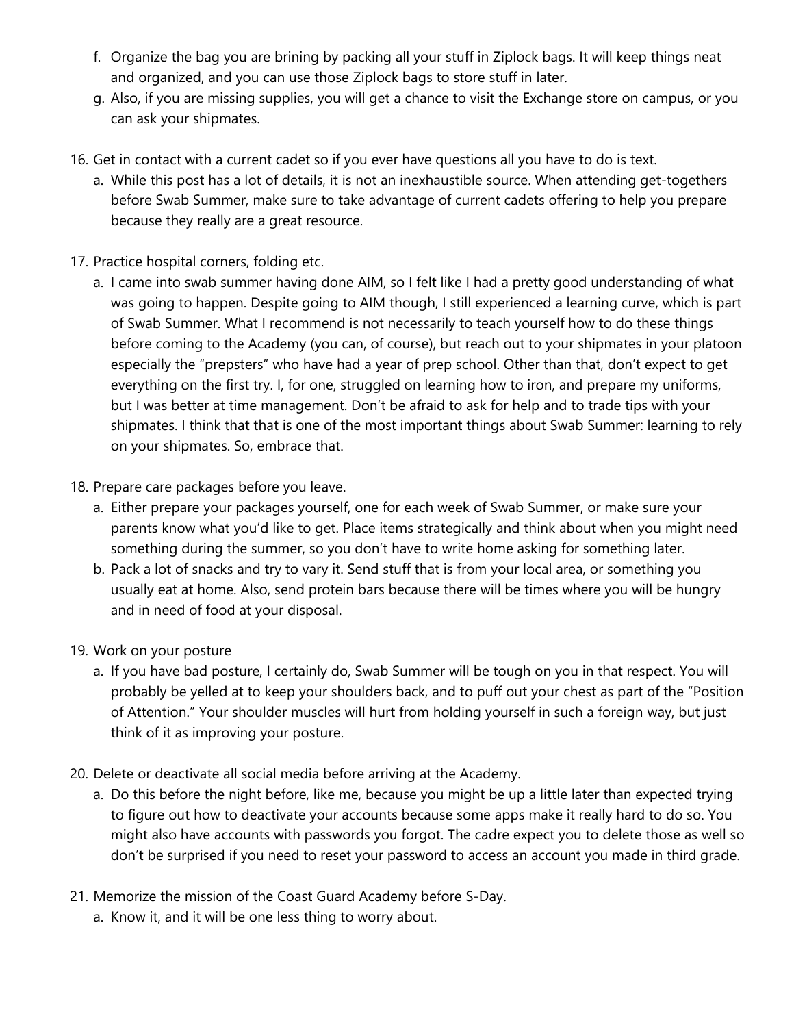f. Organize the bag you are brining by packing all your stuff in Ziplock bags. It will keep things neat and organized, and you can use those Ziplock bags to store stuff in later.
g. Also, if you are missing supplies, you will get a chance to visit the Exchange store on campus, or you can ask your shipmates.

16. Get in contact with a current cadet so if you ever have questions all you have to do is text.
    a. While this post has a lot of details, it is not an inexhaustible source. When attending get-togethers before Swab Summer, make sure to take advantage of current cadets offering to help you prepare because they really are a great resource.

17. Practice hospital corners, folding etc.
    a. I came into swab summer having done AIM, so I felt like I had a pretty good understanding of what was going to happen. Despite going to AIM though, I still experienced a learning curve, which is part of Swab Summer. What I recommend is not necessarily to teach yourself how to do these things before coming to the Academy (you can, of course), but reach out to your shipmates in your platoon especially the "prepsters" who have had a year of prep school. Other than that, don't expect to get everything on the first try. I, for one, struggled on learning how to iron, and prepare my uniforms, but I was better at time management. Don't be afraid to ask for help and to trade tips with your shipmates. I think that that is one of the most important things about Swab Summer: learning to rely on your shipmates. So, embrace that.

18. Prepare care packages before you leave.
    a. Either prepare your packages yourself, one for each week of Swab Summer, or make sure your parents know what you'd like to get. Place items strategically and think about when you might need something during the summer, so you don't have to write home asking for something later.
    b. Pack a lot of snacks and try to vary it. Send stuff that is from your local area, or something you usually eat at home. Also, send protein bars because there will be times where you will be hungry and in need of food at your disposal.

19. Work on your posture
    a. If you have bad posture, I certainly do, Swab Summer will be tough on you in that respect. You will probably be yelled at to keep your shoulders back, and to puff out your chest as part of the "Position of Attention." Your shoulder muscles will hurt from holding yourself in such a foreign way, but just think of it as improving your posture.

20. Delete or deactivate all social media before arriving at the Academy.
    a. Do this before the night before, like me, because you might be up a little later than expected trying to figure out how to deactivate your accounts because some apps make it really hard to do so. You might also have accounts with passwords you forgot. The cadre expect you to delete those as well so don't be surprised if you need to reset your password to access an account you made in third grade.

21. Memorize the mission of the Coast Guard Academy before S-Day.
    a. Know it, and it will be one less thing to worry about.